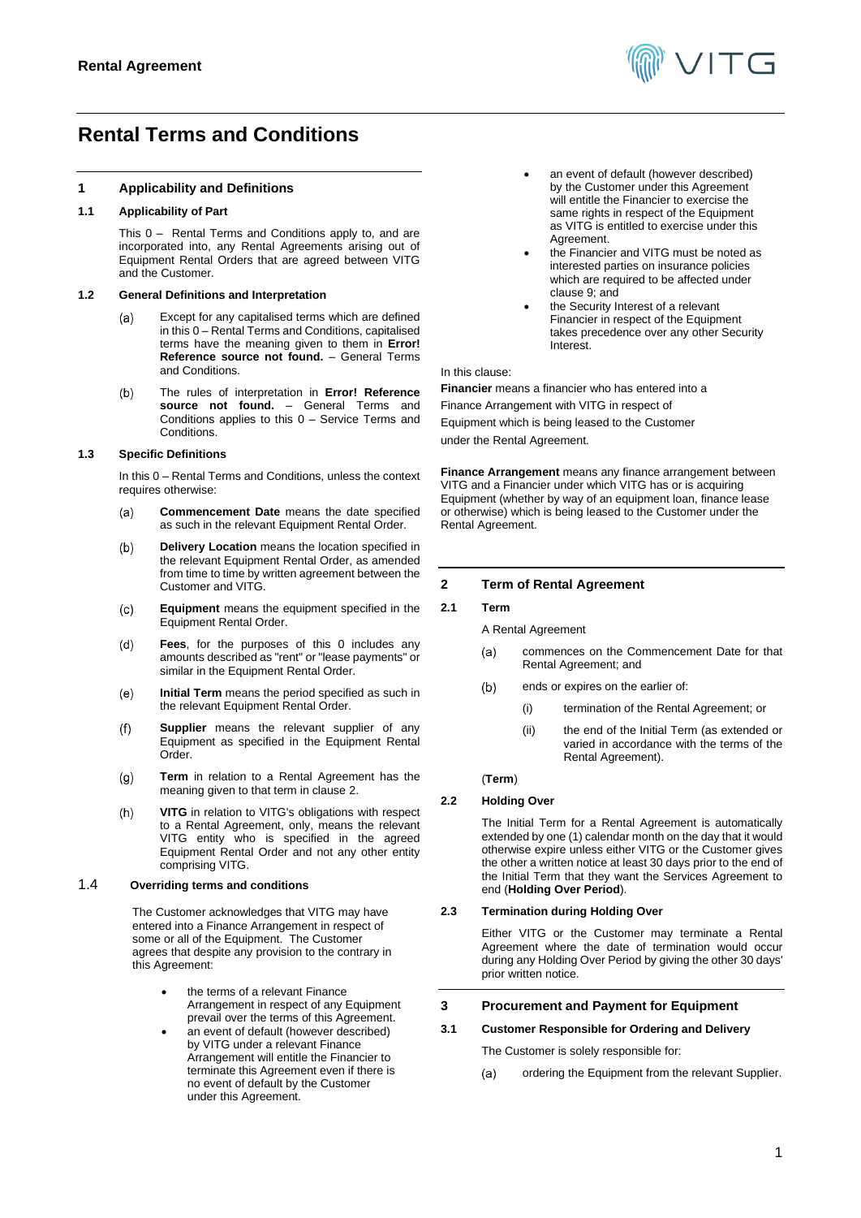# Rental Terms and Conditions

## 1 Applicability and Definitions

### 1.1 Applicability of Part

This 0 – Rental Terms and Conditions apply to, and are incorporated into, any Rental Agreements arising out of Equipment Rental Orders that are agreed between VITG and the Customer.

### 1.2 General Definitions and Interpretation

(a) Except for any capitalised terms which are defined in this 0 – Rental Terms and Conditions, capitalised terms have the meaning given to them in **Error! Reference source not found.** – General Terms and Conditions.

(b) The rules of interpretation in **Error! Reference source not found.** – General Terms and Conditions applies to this 0 – Service Terms and Conditions.

### 1.3 Specific Definitions

In this 0 – Rental Terms and Conditions, unless the context requires otherwise:

(a) **Commencement Date** means the date specified as such in the relevant Equipment Rental Order.

(b) **Delivery Location** means the location specified in the relevant Equipment Rental Order, as amended from time to time by written agreement between the Customer and VITG.

(c) **Equipment** means the equipment specified in the Equipment Rental Order.

(d) **Fees**, for the purposes of this 0 includes any amounts described as "rent" or "lease payments" or similar in the Equipment Rental Order.

(e) **Initial Term** means the period specified as such in the relevant Equipment Rental Order.

(f) **Supplier** means the relevant supplier of any Equipment as specified in the Equipment Rental Order.

(g) **Term** in relation to a Rental Agreement has the meaning given to that term in clause 2.

(h) **VITG** in relation to VITG's obligations with respect to a Rental Agreement, only, means the relevant VITG entity who is specified in the agreed Equipment Rental Order and not any other entity comprising VITG.

### 1.4 Overriding terms and conditions

The Customer acknowledges that VITG may have entered into a Finance Arrangement in respect of some or all of the Equipment. The Customer agrees that despite any provision to the contrary in this Agreement:

- the terms of a relevant Finance Arrangement in respect of any Equipment prevail over the terms of this Agreement.
- an event of default (however described) by VITG under a relevant Finance Arrangement will entitle the Financier to terminate this Agreement even if there is no event of default by the Customer under this Agreement.
- an event of default (however described) by the Customer under this Agreement will entitle the Financier to exercise the same rights in respect of the Equipment as VITG is entitled to exercise under this Agreement.
- the Financier and VITG must be noted as interested parties on insurance policies which are required to be affected under clause 9; and
- the Security Interest of a relevant Financier in respect of the Equipment takes precedence over any other Security Interest.

In this clause:

**Financier** means a financier who has entered into a Finance Arrangement with VITG in respect of Equipment which is being leased to the Customer under the Rental Agreement.

**Finance Arrangement** means any finance arrangement between VITG and a Financier under which VITG has or is acquiring Equipment (whether by way of an equipment loan, finance lease or otherwise) which is being leased to the Customer under the Rental Agreement.

## 2 Term of Rental Agreement

### 2.1 Term

A Rental Agreement

(a) commences on the Commencement Date for that Rental Agreement; and

(b) ends or expires on the earlier of:

  (i) termination of the Rental Agreement; or

  (ii) the end of the Initial Term (as extended or varied in accordance with the terms of the Rental Agreement).

(**Term**)

### 2.2 Holding Over

The Initial Term for a Rental Agreement is automatically extended by one (1) calendar month on the day that it would otherwise expire unless either VITG or the Customer gives the other a written notice at least 30 days prior to the end of the Initial Term that they want the Services Agreement to end (**Holding Over Period**).

### 2.3 Termination during Holding Over

Either VITG or the Customer may terminate a Rental Agreement where the date of termination would occur during any Holding Over Period by giving the other 30 days' prior written notice.

## 3 Procurement and Payment for Equipment

### 3.1 Customer Responsible for Ordering and Delivery

The Customer is solely responsible for:

(a) ordering the Equipment from the relevant Supplier.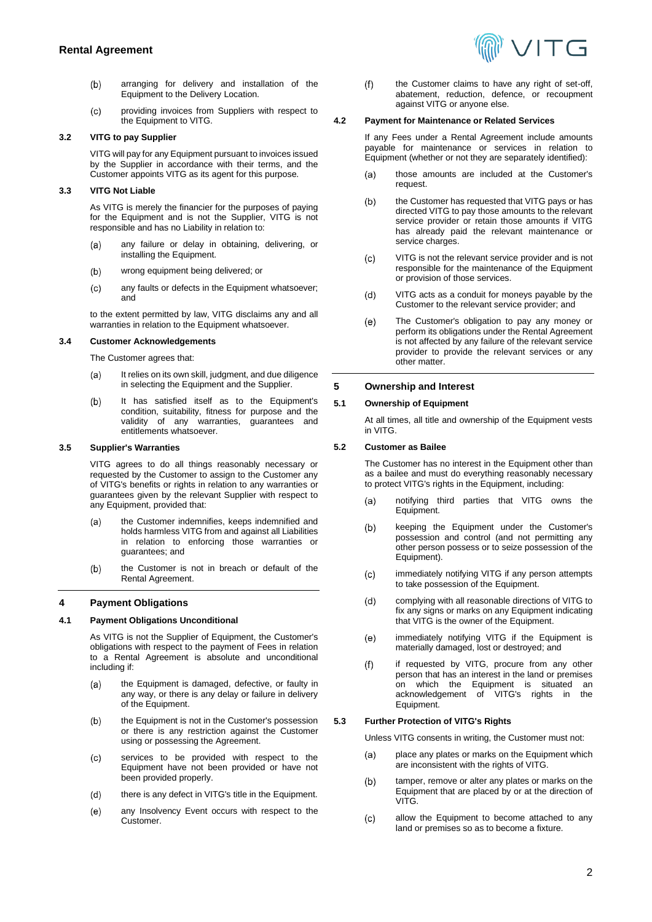(b) arranging for delivery and installation of the Equipment to the Delivery Location.

(c) providing invoices from Suppliers with respect to the Equipment to VITG.

### 3.2 VITG to pay Supplier

VITG will pay for any Equipment pursuant to invoices issued by the Supplier in accordance with their terms, and the Customer appoints VITG as its agent for this purpose.

### 3.3 VITG Not Liable

As VITG is merely the financier for the purposes of paying for the Equipment and is not the Supplier, VITG is not responsible and has no Liability in relation to:

(a) any failure or delay in obtaining, delivering, or installing the Equipment.

(b) wrong equipment being delivered; or

(c) any faults or defects in the Equipment whatsoever; and

to the extent permitted by law, VITG disclaims any and all warranties in relation to the Equipment whatsoever.

### 3.4 Customer Acknowledgements

The Customer agrees that:

(a) It relies on its own skill, judgment, and due diligence in selecting the Equipment and the Supplier.

(b) It has satisfied itself as to the Equipment's condition, suitability, fitness for purpose and the validity of any warranties, guarantees and entitlements whatsoever.

### 3.5 Supplier's Warranties

VITG agrees to do all things reasonably necessary or requested by the Customer to assign to the Customer any of VITG's benefits or rights in relation to any warranties or guarantees given by the relevant Supplier with respect to any Equipment, provided that:

(a) the Customer indemnifies, keeps indemnified and holds harmless VITG from and against all Liabilities in relation to enforcing those warranties or guarantees; and

(b) the Customer is not in breach or default of the Rental Agreement.

## 4 Payment Obligations

### 4.1 Payment Obligations Unconditional

As VITG is not the Supplier of Equipment, the Customer's obligations with respect to the payment of Fees in relation to a Rental Agreement is absolute and unconditional including if:

(a) the Equipment is damaged, defective, or faulty in any way, or there is any delay or failure in delivery of the Equipment.

(b) the Equipment is not in the Customer's possession or there is any restriction against the Customer using or possessing the Agreement.

(c) services to be provided with respect to the Equipment have not been provided or have not been provided properly.

(d) there is any defect in VITG's title in the Equipment.

(e) any Insolvency Event occurs with respect to the Customer.

(f) the Customer claims to have any right of set-off, abatement, reduction, defence, or recoupment against VITG or anyone else.

### 4.2 Payment for Maintenance or Related Services

If any Fees under a Rental Agreement include amounts payable for maintenance or services in relation to Equipment (whether or not they are separately identified):

(a) those amounts are included at the Customer's request.

(b) the Customer has requested that VITG pays or has directed VITG to pay those amounts to the relevant service provider or retain those amounts if VITG has already paid the relevant maintenance or service charges.

(c) VITG is not the relevant service provider and is not responsible for the maintenance of the Equipment or provision of those services.

(d) VITG acts as a conduit for moneys payable by the Customer to the relevant service provider; and

(e) The Customer's obligation to pay any money or perform its obligations under the Rental Agreement is not affected by any failure of the relevant service provider to provide the relevant services or any other matter.

## 5 Ownership and Interest

### 5.1 Ownership of Equipment

At all times, all title and ownership of the Equipment vests in VITG.

### 5.2 Customer as Bailee

The Customer has no interest in the Equipment other than as a bailee and must do everything reasonably necessary to protect VITG's rights in the Equipment, including:

(a) notifying third parties that VITG owns the Equipment.

(b) keeping the Equipment under the Customer's possession and control (and not permitting any other person possess or to seize possession of the Equipment).

(c) immediately notifying VITG if any person attempts to take possession of the Equipment.

(d) complying with all reasonable directions of VITG to fix any signs or marks on any Equipment indicating that VITG is the owner of the Equipment.

(e) immediately notifying VITG if the Equipment is materially damaged, lost or destroyed; and

(f) if requested by VITG, procure from any other person that has an interest in the land or premises on which the Equipment is situated an acknowledgement of VITG's rights in the Equipment.

### 5.3 Further Protection of VITG's Rights

Unless VITG consents in writing, the Customer must not:

(a) place any plates or marks on the Equipment which are inconsistent with the rights of VITG.

(b) tamper, remove or alter any plates or marks on the Equipment that are placed by or at the direction of VITG.

(c) allow the Equipment to become attached to any land or premises so as to become a fixture.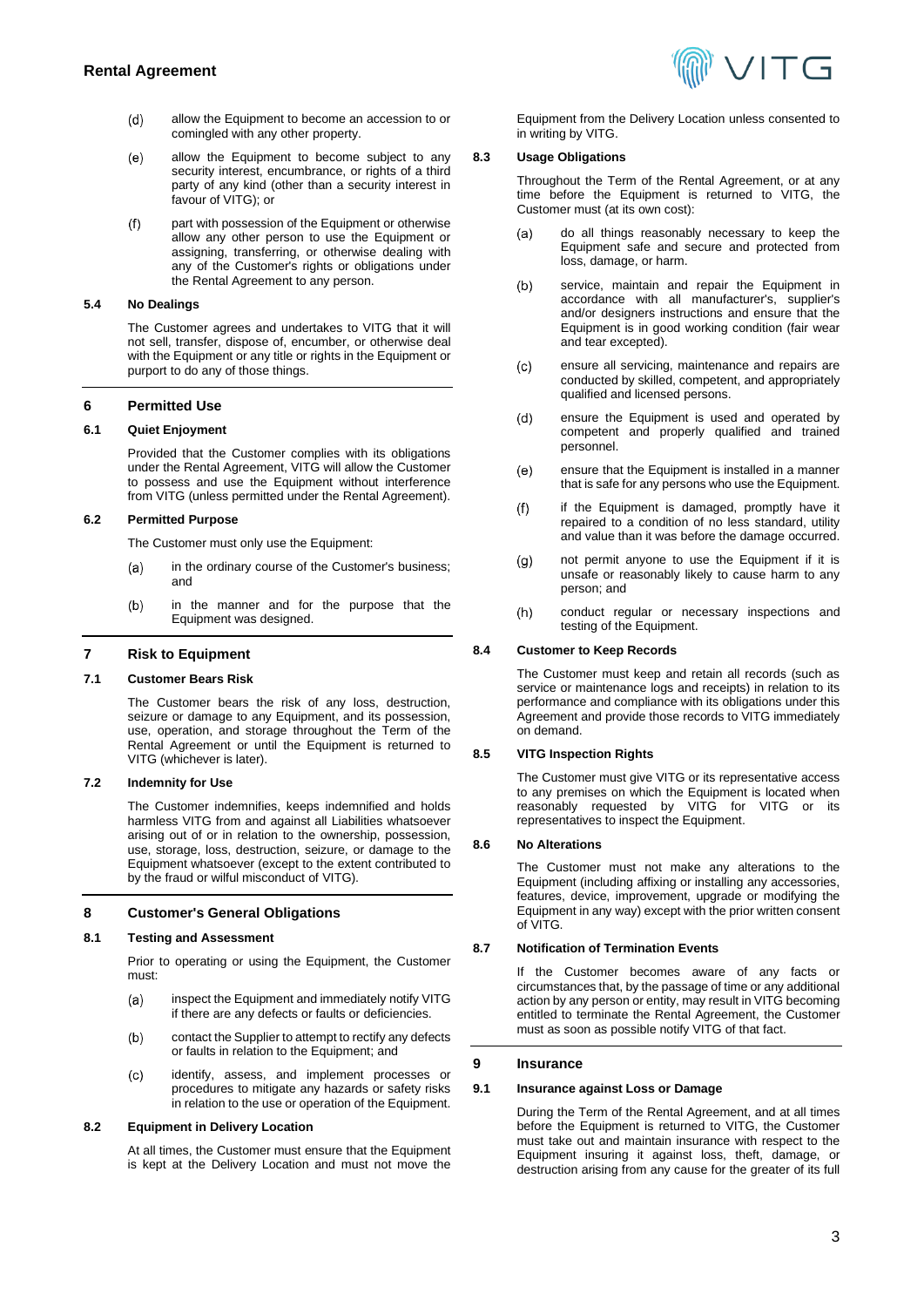(d) allow the Equipment to become an accession to or comingled with any other property.

(e) allow the Equipment to become subject to any security interest, encumbrance, or rights of a third party of any kind (other than a security interest in favour of VITG); or

(f) part with possession of the Equipment or otherwise allow any other person to use the Equipment or assigning, transferring, or otherwise dealing with any of the Customer's rights or obligations under the Rental Agreement to any person.

### 5.4 No Dealings

The Customer agrees and undertakes to VITG that it will not sell, transfer, dispose of, encumber, or otherwise deal with the Equipment or any title or rights in the Equipment or purport to do any of those things.

## 6 Permitted Use

### 6.1 Quiet Enjoyment

Provided that the Customer complies with its obligations under the Rental Agreement, VITG will allow the Customer to possess and use the Equipment without interference from VITG (unless permitted under the Rental Agreement).

### 6.2 Permitted Purpose

The Customer must only use the Equipment:

(a) in the ordinary course of the Customer's business; and

(b) in the manner and for the purpose that the Equipment was designed.

## 7 Risk to Equipment

### 7.1 Customer Bears Risk

The Customer bears the risk of any loss, destruction, seizure or damage to any Equipment, and its possession, use, operation, and storage throughout the Term of the Rental Agreement or until the Equipment is returned to VITG (whichever is later).

### 7.2 Indemnity for Use

The Customer indemnifies, keeps indemnified and holds harmless VITG from and against all Liabilities whatsoever arising out of or in relation to the ownership, possession, use, storage, loss, destruction, seizure, or damage to the Equipment whatsoever (except to the extent contributed to by the fraud or wilful misconduct of VITG).

## 8 Customer's General Obligations

### 8.1 Testing and Assessment

Prior to operating or using the Equipment, the Customer must:

(a) inspect the Equipment and immediately notify VITG if there are any defects or faults or deficiencies.

(b) contact the Supplier to attempt to rectify any defects or faults in relation to the Equipment; and

(c) identify, assess, and implement processes or procedures to mitigate any hazards or safety risks in relation to the use or operation of the Equipment.

### 8.2 Equipment in Delivery Location

At all times, the Customer must ensure that the Equipment is kept at the Delivery Location and must not move the Equipment from the Delivery Location unless consented to in writing by VITG.

### 8.3 Usage Obligations

Throughout the Term of the Rental Agreement, or at any time before the Equipment is returned to VITG, the Customer must (at its own cost):

(a) do all things reasonably necessary to keep the Equipment safe and secure and protected from loss, damage, or harm.

(b) service, maintain and repair the Equipment in accordance with all manufacturer's, supplier's and/or designers instructions and ensure that the Equipment is in good working condition (fair wear and tear excepted).

(c) ensure all servicing, maintenance and repairs are conducted by skilled, competent, and appropriately qualified and licensed persons.

(d) ensure the Equipment is used and operated by competent and properly qualified and trained personnel.

(e) ensure that the Equipment is installed in a manner that is safe for any persons who use the Equipment.

(f) if the Equipment is damaged, promptly have it repaired to a condition of no less standard, utility and value than it was before the damage occurred.

(g) not permit anyone to use the Equipment if it is unsafe or reasonably likely to cause harm to any person; and

(h) conduct regular or necessary inspections and testing of the Equipment.

### 8.4 Customer to Keep Records

The Customer must keep and retain all records (such as service or maintenance logs and receipts) in relation to its performance and compliance with its obligations under this Agreement and provide those records to VITG immediately on demand.

### 8.5 VITG Inspection Rights

The Customer must give VITG or its representative access to any premises on which the Equipment is located when reasonably requested by VITG for VITG or its representatives to inspect the Equipment.

### 8.6 No Alterations

The Customer must not make any alterations to the Equipment (including affixing or installing any accessories, features, device, improvement, upgrade or modifying the Equipment in any way) except with the prior written consent of VITG.

### 8.7 Notification of Termination Events

If the Customer becomes aware of any facts or circumstances that, by the passage of time or any additional action by any person or entity, may result in VITG becoming entitled to terminate the Rental Agreement, the Customer must as soon as possible notify VITG of that fact.

## 9 Insurance

### 9.1 Insurance against Loss or Damage

During the Term of the Rental Agreement, and at all times before the Equipment is returned to VITG, the Customer must take out and maintain insurance with respect to the Equipment insuring it against loss, theft, damage, or destruction arising from any cause for the greater of its full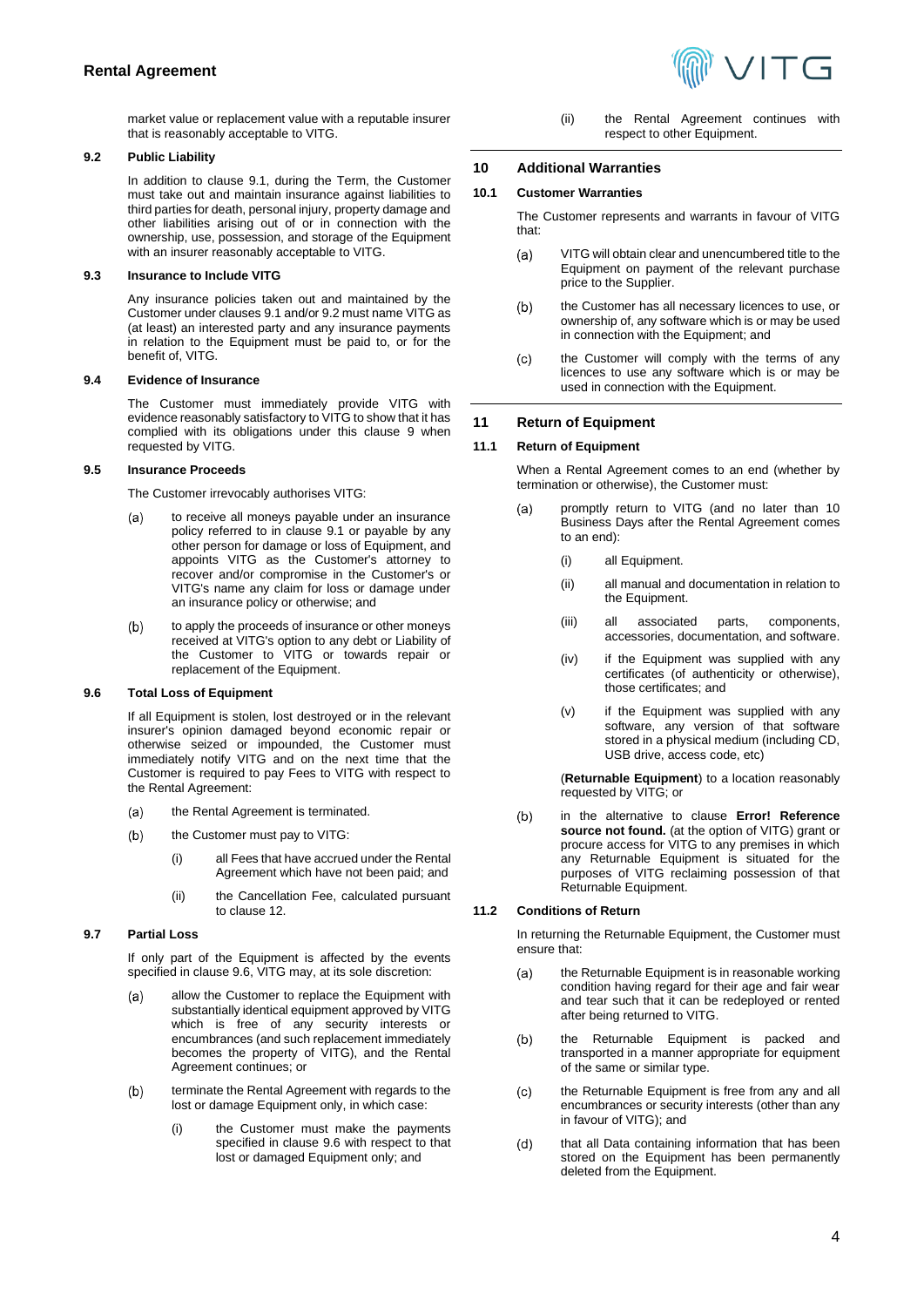market value or replacement value with a reputable insurer that is reasonably acceptable to VITG.

### 9.2 Public Liability

In addition to clause 9.1, during the Term, the Customer must take out and maintain insurance against liabilities to third parties for death, personal injury, property damage and other liabilities arising out of or in connection with the ownership, use, possession, and storage of the Equipment with an insurer reasonably acceptable to VITG.

### 9.3 Insurance to Include VITG

Any insurance policies taken out and maintained by the Customer under clauses 9.1 and/or 9.2 must name VITG as (at least) an interested party and any insurance payments in relation to the Equipment must be paid to, or for the benefit of, VITG.

### 9.4 Evidence of Insurance

The Customer must immediately provide VITG with evidence reasonably satisfactory to VITG to show that it has complied with its obligations under this clause 9 when requested by VITG.

### 9.5 Insurance Proceeds

The Customer irrevocably authorises VITG:

(a) to receive all moneys payable under an insurance policy referred to in clause 9.1 or payable by any other person for damage or loss of Equipment, and appoints VITG as the Customer's attorney to recover and/or compromise in the Customer's or VITG's name any claim for loss or damage under an insurance policy or otherwise; and

(b) to apply the proceeds of insurance or other moneys received at VITG's option to any debt or Liability of the Customer to VITG or towards repair or replacement of the Equipment.

### 9.6 Total Loss of Equipment

If all Equipment is stolen, lost destroyed or in the relevant insurer's opinion damaged beyond economic repair or otherwise seized or impounded, the Customer must immediately notify VITG and on the next time that the Customer is required to pay Fees to VITG with respect to the Rental Agreement:

(a) the Rental Agreement is terminated.

(b) the Customer must pay to VITG:

   (i) all Fees that have accrued under the Rental Agreement which have not been paid; and

   (ii) the Cancellation Fee, calculated pursuant to clause 12.

### 9.7 Partial Loss

If only part of the Equipment is affected by the events specified in clause 9.6, VITG may, at its sole discretion:

(a) allow the Customer to replace the Equipment with substantially identical equipment approved by VITG which is free of any security interests or encumbrances (and such replacement immediately becomes the property of VITG), and the Rental Agreement continues; or

(b) terminate the Rental Agreement with regards to the lost or damage Equipment only, in which case:

   (i) the Customer must make the payments specified in clause 9.6 with respect to that lost or damaged Equipment only; and

   (ii) the Rental Agreement continues with respect to other Equipment.

## 10 Additional Warranties

### 10.1 Customer Warranties

The Customer represents and warrants in favour of VITG that:

(a) VITG will obtain clear and unencumbered title to the Equipment on payment of the relevant purchase price to the Supplier.

(b) the Customer has all necessary licences to use, or ownership of, any software which is or may be used in connection with the Equipment; and

(c) the Customer will comply with the terms of any licences to use any software which is or may be used in connection with the Equipment.

## 11 Return of Equipment

### 11.1 Return of Equipment

When a Rental Agreement comes to an end (whether by termination or otherwise), the Customer must:

(a) promptly return to VITG (and no later than 10 Business Days after the Rental Agreement comes to an end):

   (i) all Equipment.

   (ii) all manual and documentation in relation to the Equipment.

   (iii) all associated parts, components, accessories, documentation, and software.

   (iv) if the Equipment was supplied with any certificates (of authenticity or otherwise), those certificates; and

   (v) if the Equipment was supplied with any software, any version of that software stored in a physical medium (including CD, USB drive, access code, etc)

   (**Returnable Equipment**) to a location reasonably requested by VITG; or

(b) in the alternative to clause **Error! Reference source not found.** (at the option of VITG) grant or procure access for VITG to any premises in which any Returnable Equipment is situated for the purposes of VITG reclaiming possession of that Returnable Equipment.

### 11.2 Conditions of Return

In returning the Returnable Equipment, the Customer must ensure that:

(a) the Returnable Equipment is in reasonable working condition having regard for their age and fair wear and tear such that it can be redeployed or rented after being returned to VITG.

(b) the Returnable Equipment is packed and transported in a manner appropriate for equipment of the same or similar type.

(c) the Returnable Equipment is free from any and all encumbrances or security interests (other than any in favour of VITG); and

(d) that all Data containing information that has been stored on the Equipment has been permanently deleted from the Equipment.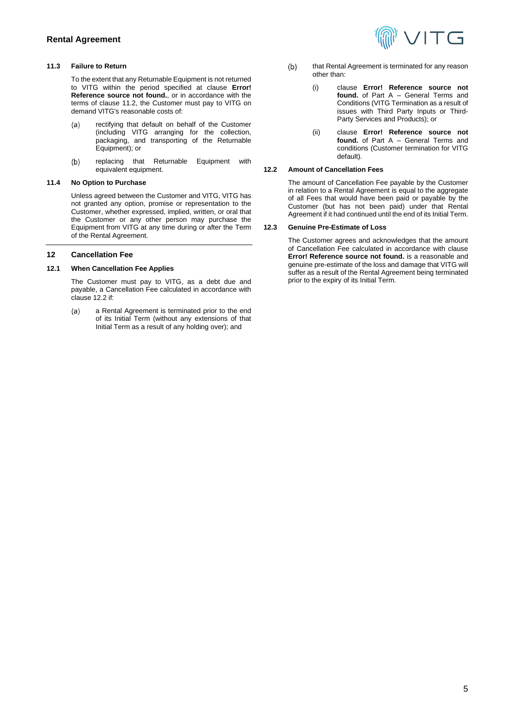### 11.3 Failure to Return

To the extent that any Returnable Equipment is not returned to VITG within the period specified at clause **Error! Reference source not found.**, or in accordance with the terms of clause 11.2, the Customer must pay to VITG on demand VITG's reasonable costs of:

(a) rectifying that default on behalf of the Customer (including VITG arranging for the collection, packaging, and transporting of the Returnable Equipment); or

(b) replacing that Returnable Equipment with equivalent equipment.

### 11.4 No Option to Purchase

Unless agreed between the Customer and VITG, VITG has not granted any option, promise or representation to the Customer, whether expressed, implied, written, or oral that the Customer or any other person may purchase the Equipment from VITG at any time during or after the Term of the Rental Agreement.

## 12 Cancellation Fee

### 12.1 When Cancellation Fee Applies

The Customer must pay to VITG, as a debt due and payable, a Cancellation Fee calculated in accordance with clause 12.2 if:

(a) a Rental Agreement is terminated prior to the end of its Initial Term (without any extensions of that Initial Term as a result of any holding over); and

(b) that Rental Agreement is terminated for any reason other than:

(i) clause **Error! Reference source not found.** of Part A – General Terms and Conditions (VITG Termination as a result of issues with Third Party Inputs or Third-Party Services and Products); or

(ii) clause **Error! Reference source not found.** of Part A – General Terms and conditions (Customer termination for VITG default).

### 12.2 Amount of Cancellation Fees

The amount of Cancellation Fee payable by the Customer in relation to a Rental Agreement is equal to the aggregate of all Fees that would have been paid or payable by the Customer (but has not been paid) under that Rental Agreement if it had continued until the end of its Initial Term.

### 12.3 Genuine Pre-Estimate of Loss

The Customer agrees and acknowledges that the amount of Cancellation Fee calculated in accordance with clause **Error! Reference source not found.** is a reasonable and genuine pre-estimate of the loss and damage that VITG will suffer as a result of the Rental Agreement being terminated prior to the expiry of its Initial Term.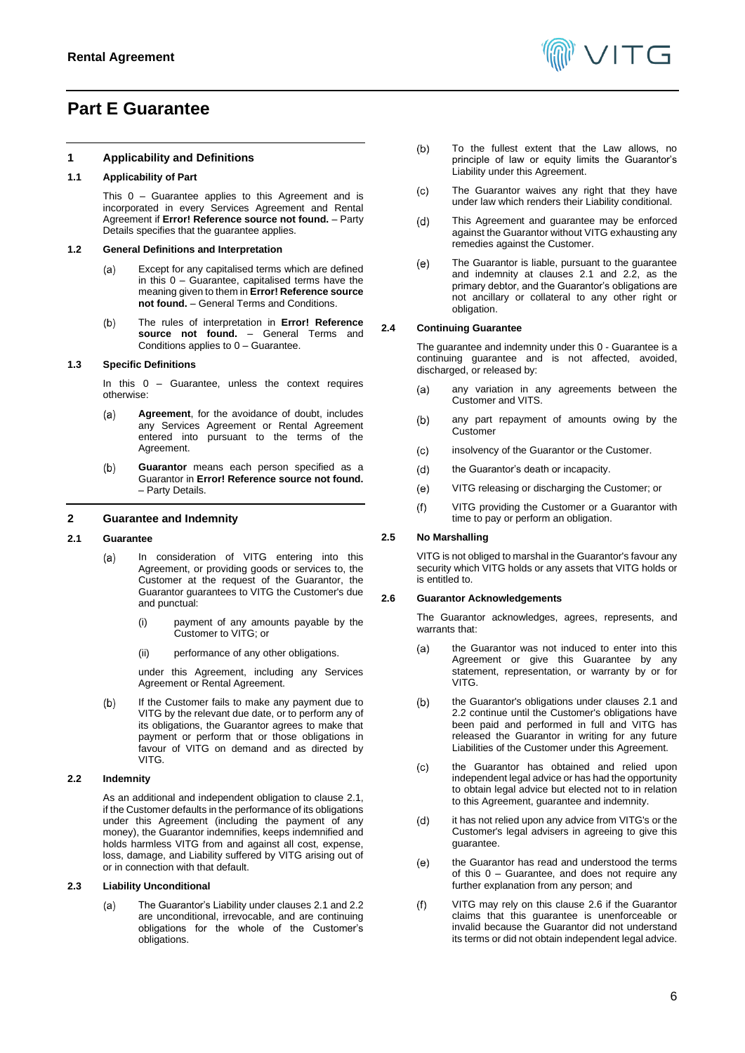# Part E Guarantee

## 1 Applicability and Definitions

### 1.1 Applicability of Part

This 0 – Guarantee applies to this Agreement and is incorporated in every Services Agreement and Rental Agreement if **Error! Reference source not found.** – Party Details specifies that the guarantee applies.

### 1.2 General Definitions and Interpretation

(a) Except for any capitalised terms which are defined in this 0 – Guarantee, capitalised terms have the meaning given to them in **Error! Reference source not found.** – General Terms and Conditions.

(b) The rules of interpretation in **Error! Reference source not found.** – General Terms and Conditions applies to 0 – Guarantee.

### 1.3 Specific Definitions

In this 0 – Guarantee, unless the context requires otherwise:

(a) **Agreement**, for the avoidance of doubt, includes any Services Agreement or Rental Agreement entered into pursuant to the terms of the Agreement.

(b) **Guarantor** means each person specified as a Guarantor in **Error! Reference source not found.** – Party Details.

## 2 Guarantee and Indemnity

### 2.1 Guarantee

(a) In consideration of VITG entering into this Agreement, or providing goods or services to, the Customer at the request of the Guarantor, the Guarantor guarantees to VITG the Customer's due and punctual:

(i) payment of any amounts payable by the Customer to VITG; or

(ii) performance of any other obligations.

under this Agreement, including any Services Agreement or Rental Agreement.

(b) If the Customer fails to make any payment due to VITG by the relevant due date, or to perform any of its obligations, the Guarantor agrees to make that payment or perform that or those obligations in favour of VITG on demand and as directed by VITG.

### 2.2 Indemnity

As an additional and independent obligation to clause 2.1, if the Customer defaults in the performance of its obligations under this Agreement (including the payment of any money), the Guarantor indemnifies, keeps indemnified and holds harmless VITG from and against all cost, expense, loss, damage, and Liability suffered by VITG arising out of or in connection with that default.

### 2.3 Liability Unconditional

(a) The Guarantor's Liability under clauses 2.1 and 2.2 are unconditional, irrevocable, and are continuing obligations for the whole of the Customer's obligations.

(b) To the fullest extent that the Law allows, no principle of law or equity limits the Guarantor's Liability under this Agreement.

(c) The Guarantor waives any right that they have under law which renders their Liability conditional.

(d) This Agreement and guarantee may be enforced against the Guarantor without VITG exhausting any remedies against the Customer.

(e) The Guarantor is liable, pursuant to the guarantee and indemnity at clauses 2.1 and 2.2, as the primary debtor, and the Guarantor's obligations are not ancillary or collateral to any other right or obligation.

### 2.4 Continuing Guarantee

The guarantee and indemnity under this 0 - Guarantee is a continuing guarantee and is not affected, avoided, discharged, or released by:

(a) any variation in any agreements between the Customer and VITS.

(b) any part repayment of amounts owing by the Customer

(c) insolvency of the Guarantor or the Customer.

(d) the Guarantor's death or incapacity.

(e) VITG releasing or discharging the Customer; or

(f) VITG providing the Customer or a Guarantor with time to pay or perform an obligation.

### 2.5 No Marshalling

VITG is not obliged to marshal in the Guarantor's favour any security which VITG holds or any assets that VITG holds or is entitled to.

### 2.6 Guarantor Acknowledgements

The Guarantor acknowledges, agrees, represents, and warrants that:

(a) the Guarantor was not induced to enter into this Agreement or give this Guarantee by any statement, representation, or warranty by or for VITG.

(b) the Guarantor's obligations under clauses 2.1 and 2.2 continue until the Customer's obligations have been paid and performed in full and VITG has released the Guarantor in writing for any future Liabilities of the Customer under this Agreement.

(c) the Guarantor has obtained and relied upon independent legal advice or has had the opportunity to obtain legal advice but elected not to in relation to this Agreement, guarantee and indemnity.

(d) it has not relied upon any advice from VITG's or the Customer's legal advisers in agreeing to give this guarantee.

(e) the Guarantor has read and understood the terms of this 0 – Guarantee, and does not require any further explanation from any person; and

(f) VITG may rely on this clause 2.6 if the Guarantor claims that this guarantee is unenforceable or invalid because the Guarantor did not understand its terms or did not obtain independent legal advice.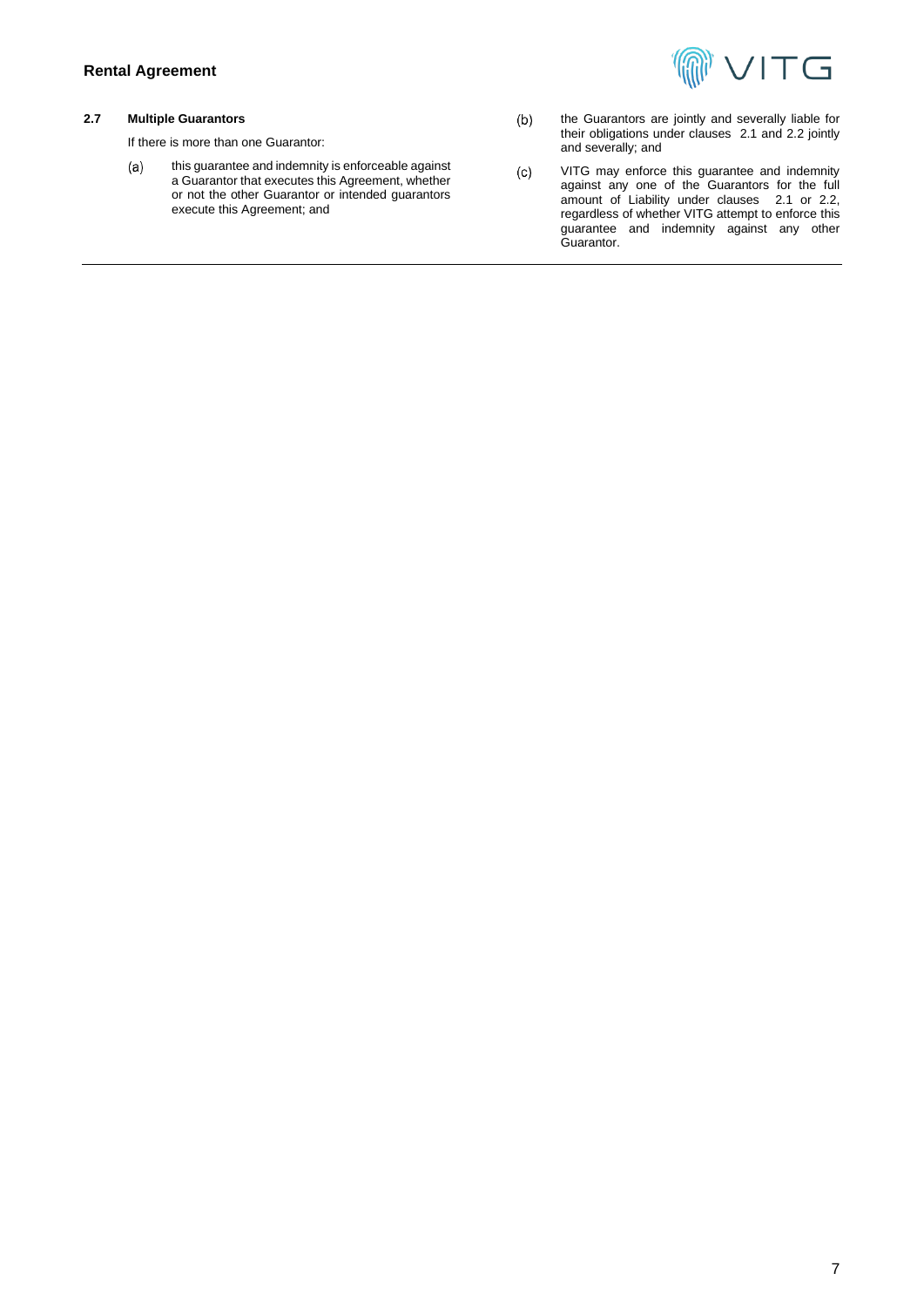### 2.7 Multiple Guarantors

If there is more than one Guarantor:

(a) this guarantee and indemnity is enforceable against a Guarantor that executes this Agreement, whether or not the other Guarantor or intended guarantors execute this Agreement; and

(b) the Guarantors are jointly and severally liable for their obligations under clauses 2.1 and 2.2 jointly and severally; and

(c) VITG may enforce this guarantee and indemnity against any one of the Guarantors for the full amount of Liability under clauses 2.1 or 2.2, regardless of whether VITG attempt to enforce this guarantee and indemnity against any other Guarantor.